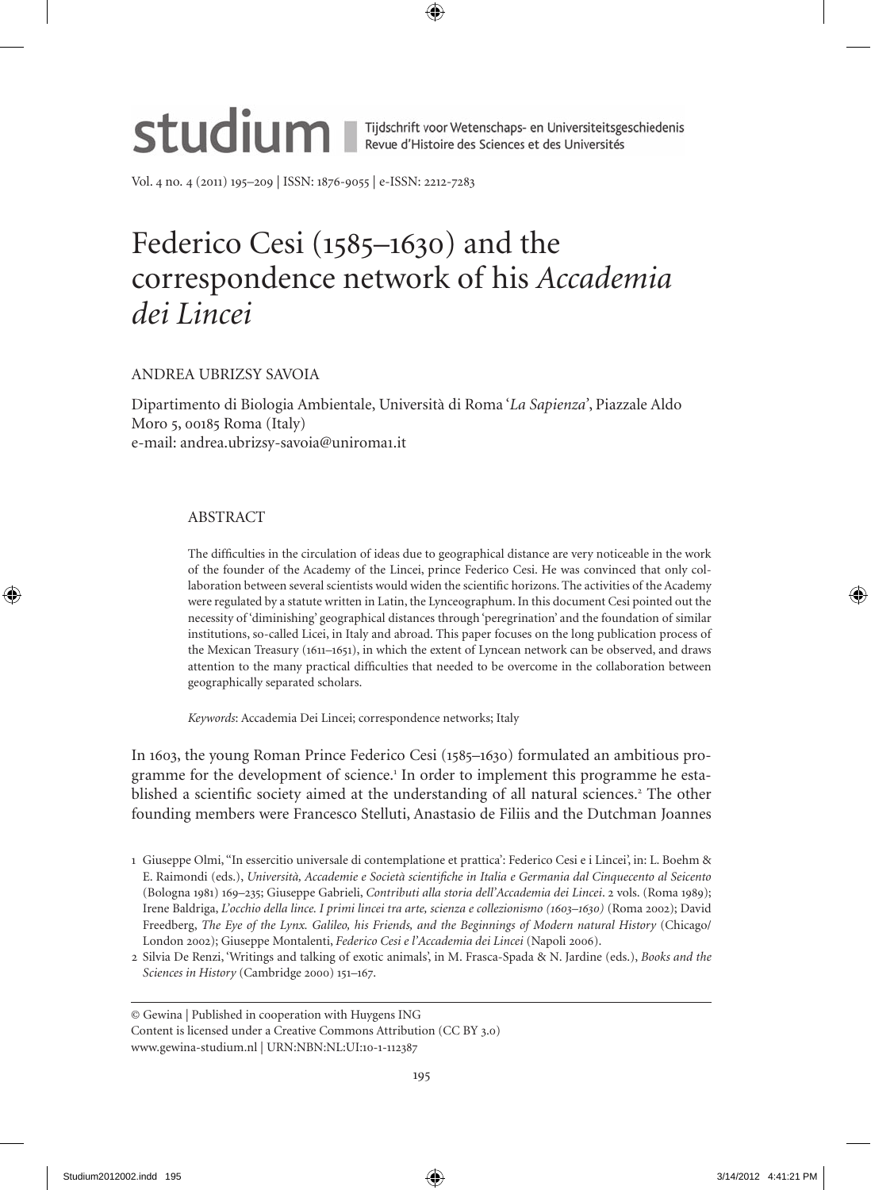# Federico Cesi (1585–1630) and the correspondence network of his *Accademia dei Lincei*

ANDREA UBRIZSY SAVOIA

Dipartimento di Biologia Ambientale, Università di Roma '*La Sapienza*', Piazzale Aldo Moro 5, 00185 Roma (Italy)
e-mail: andrea.ubrizsy-savoia@uniroma1.it

## ABSTRACT

The difficulties in the circulation of ideas due to geographical distance are very noticeable in the work of the founder of the Academy of the Lincei, prince Federico Cesi. He was convinced that only collaboration between several scientists would widen the scientific horizons. The activities of the Academy were regulated by a statute written in Latin, the Lynceographum. In this document Cesi pointed out the necessity of 'diminishing' geographical distances through 'peregrination' and the foundation of similar institutions, so-called Licei, in Italy and abroad. This paper focuses on the long publication process of the Mexican Treasury (1611–1651), in which the extent of Lyncean network can be observed, and draws attention to the many practical difficulties that needed to be overcome in the collaboration between geographically separated scholars.

*Keywords*: Accademia Dei Lincei; correspondence networks; Italy

In 1603, the young Roman Prince Federico Cesi (1585–1630) formulated an ambitious programme for the development of science.[1] In order to implement this programme he established a scientific society aimed at the understanding of all natural sciences.[2] The other founding members were Francesco Stelluti, Anastasio de Filiis and the Dutchman Joannes

1 Giuseppe Olmi, ''In essercitio universale di contemplatione et prattica': Federico Cesi e i Lincei', in: L. Boehm & E. Raimondi (eds.), *Università, Accademie e Società scientifiche in Italia e Germania dal Cinquecento al Seicento* (Bologna 1981) 169–235; Giuseppe Gabrieli, *Contributi alla storia dell'Accademia dei Lincei*. 2 vols. (Roma 1989); Irene Baldriga, *L'occhio della lince. I primi lincei tra arte, scienza e collezionismo (1603–1630)* (Roma 2002); David Freedberg, *The Eye of the Lynx. Galileo, his Friends, and the Beginnings of Modern natural History* (Chicago/London 2002); Giuseppe Montalenti, *Federico Cesi e l'Accademia dei Lincei* (Napoli 2006).

2 Silvia De Renzi, 'Writings and talking of exotic animals', in M. Frasca-Spada & N. Jardine (eds.), *Books and the Sciences in History* (Cambridge 2000) 151–167.

© Gewina | Published in cooperation with Huygens ING
Content is licensed under a Creative Commons Attribution (CC BY 3.0)
www.gewina-studium.nl | URN:NBN:NL:UI:10-1-112387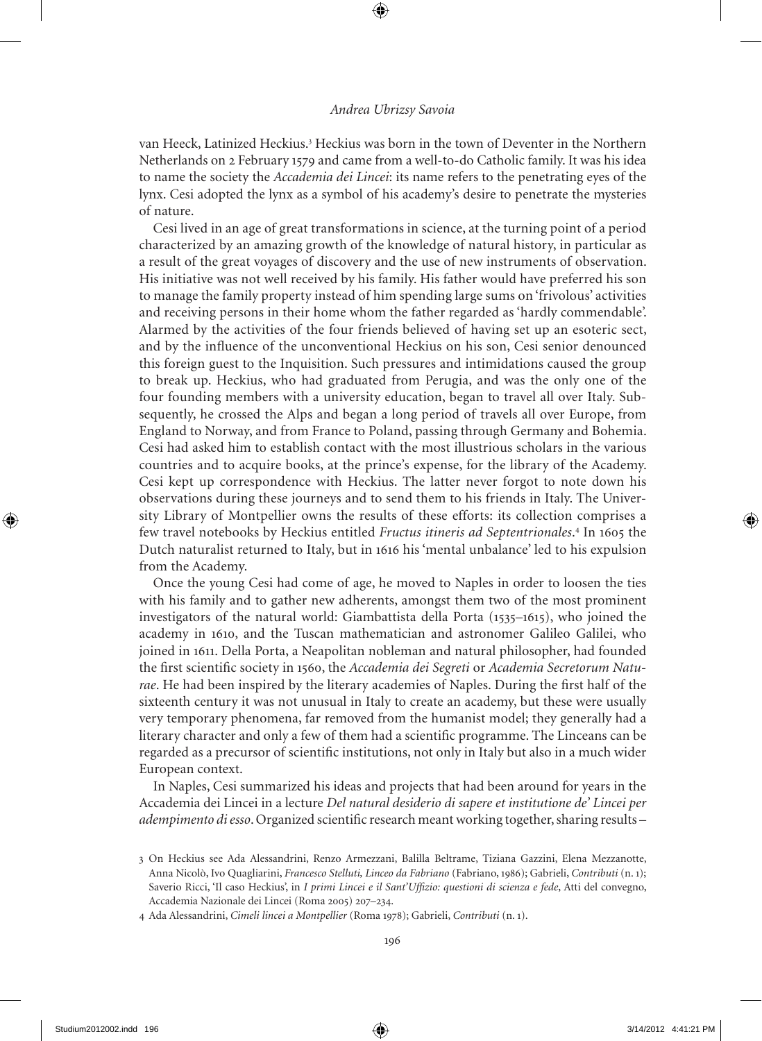van Heeck, Latinized Heckius.[3] Heckius was born in the town of Deventer in the Northern Netherlands on 2 February 1579 and came from a well-to-do Catholic family. It was his idea to name the society the *Accademia dei Lincei*: its name refers to the penetrating eyes of the lynx. Cesi adopted the lynx as a symbol of his academy's desire to penetrate the mysteries of nature.

Cesi lived in an age of great transformations in science, at the turning point of a period characterized by an amazing growth of the knowledge of natural history, in particular as a result of the great voyages of discovery and the use of new instruments of observation. His initiative was not well received by his family. His father would have preferred his son to manage the family property instead of him spending large sums on 'frivolous' activities and receiving persons in their home whom the father regarded as 'hardly commendable'. Alarmed by the activities of the four friends believed of having set up an esoteric sect, and by the influence of the unconventional Heckius on his son, Cesi senior denounced this foreign guest to the Inquisition. Such pressures and intimidations caused the group to break up. Heckius, who had graduated from Perugia, and was the only one of the four founding members with a university education, began to travel all over Italy. Subsequently, he crossed the Alps and began a long period of travels all over Europe, from England to Norway, and from France to Poland, passing through Germany and Bohemia. Cesi had asked him to establish contact with the most illustrious scholars in the various countries and to acquire books, at the prince's expense, for the library of the Academy. Cesi kept up correspondence with Heckius. The latter never forgot to note down his observations during these journeys and to send them to his friends in Italy. The University Library of Montpellier owns the results of these efforts: its collection comprises a few travel notebooks by Heckius entitled *Fructus itineris ad Septentrionales*.[4] In 1605 the Dutch naturalist returned to Italy, but in 1616 his 'mental unbalance' led to his expulsion from the Academy.

Once the young Cesi had come of age, he moved to Naples in order to loosen the ties with his family and to gather new adherents, amongst them two of the most prominent investigators of the natural world: Giambattista della Porta (1535–1615), who joined the academy in 1610, and the Tuscan mathematician and astronomer Galileo Galilei, who joined in 1611. Della Porta, a Neapolitan nobleman and natural philosopher, had founded the first scientific society in 1560, the *Accademia dei Segreti* or *Academia Secretorum Naturae*. He had been inspired by the literary academies of Naples. During the first half of the sixteenth century it was not unusual in Italy to create an academy, but these were usually very temporary phenomena, far removed from the humanist model; they generally had a literary character and only a few of them had a scientific programme. The Linceans can be regarded as a precursor of scientific institutions, not only in Italy but also in a much wider European context.

In Naples, Cesi summarized his ideas and projects that had been around for years in the Accademia dei Lincei in a lecture *Del natural desiderio di sapere et institutione de' Lincei per adempimento di esso*. Organized scientific research meant working together, sharing results –

3 On Heckius see Ada Alessandrini, Renzo Armezzani, Balilla Beltrame, Tiziana Gazzini, Elena Mezzanotte, Anna Nicolò, Ivo Quagliarini, *Francesco Stelluti, Linceo da Fabriano* (Fabriano, 1986); Gabrieli, *Contributi* (n. 1); Saverio Ricci, 'Il caso Heckius', in *I primi Lincei e il Sant'Uffizio: questioni di scienza e fede*, Atti del convegno, Accademia Nazionale dei Lincei (Roma 2005) 207–234.

4 Ada Alessandrini, *Cimeli lincei a Montpellier* (Roma 1978); Gabrieli, *Contributi* (n. 1).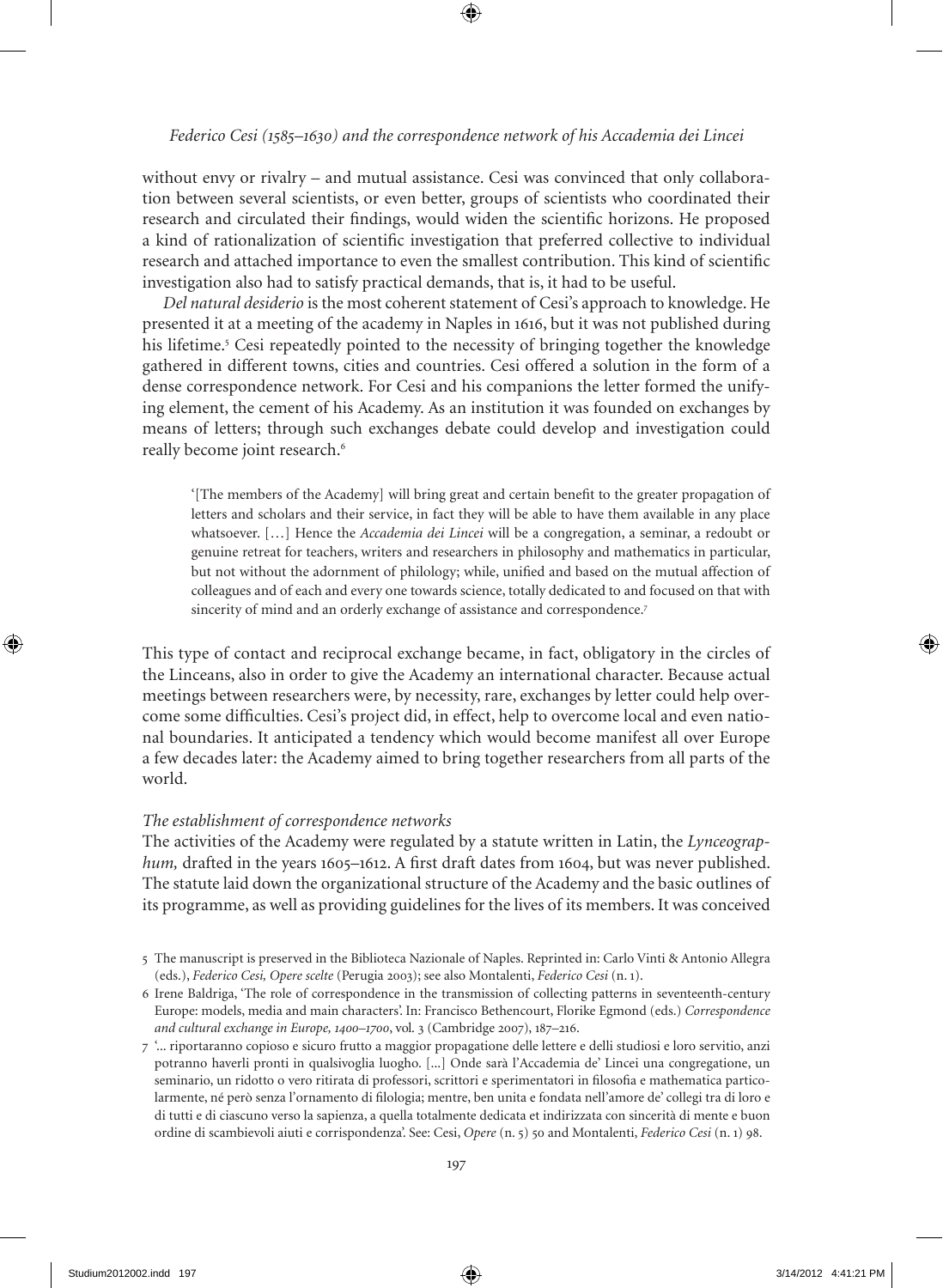without envy or rivalry – and mutual assistance. Cesi was convinced that only collaboration between several scientists, or even better, groups of scientists who coordinated their research and circulated their findings, would widen the scientific horizons. He proposed a kind of rationalization of scientific investigation that preferred collective to individual research and attached importance to even the smallest contribution. This kind of scientific investigation also had to satisfy practical demands, that is, it had to be useful.

*Del natural desiderio* is the most coherent statement of Cesi's approach to knowledge. He presented it at a meeting of the academy in Naples in 1616, but it was not published during his lifetime.[5] Cesi repeatedly pointed to the necessity of bringing together the knowledge gathered in different towns, cities and countries. Cesi offered a solution in the form of a dense correspondence network. For Cesi and his companions the letter formed the unifying element, the cement of his Academy. As an institution it was founded on exchanges by means of letters; through such exchanges debate could develop and investigation could really become joint research.[6]

> '[The members of the Academy] will bring great and certain benefit to the greater propagation of letters and scholars and their service, in fact they will be able to have them available in any place whatsoever. […] Hence the *Accademia dei Lincei* will be a congregation, a seminar, a redoubt or genuine retreat for teachers, writers and researchers in philosophy and mathematics in particular, but not without the adornment of philology; while, unified and based on the mutual affection of colleagues and of each and every one towards science, totally dedicated to and focused on that with sincerity of mind and an orderly exchange of assistance and correspondence.[7]

This type of contact and reciprocal exchange became, in fact, obligatory in the circles of the Linceans, also in order to give the Academy an international character. Because actual meetings between researchers were, by necessity, rare, exchanges by letter could help overcome some difficulties. Cesi's project did, in effect, help to overcome local and even national boundaries. It anticipated a tendency which would become manifest all over Europe a few decades later: the Academy aimed to bring together researchers from all parts of the world.

### *The establishment of correspondence networks*

The activities of the Academy were regulated by a statute written in Latin, the *Lynceographum,* drafted in the years 1605–1612. A first draft dates from 1604, but was never published. The statute laid down the organizational structure of the Academy and the basic outlines of its programme, as well as providing guidelines for the lives of its members. It was conceived

---

5 The manuscript is preserved in the Biblioteca Nazionale of Naples. Reprinted in: Carlo Vinti & Antonio Allegra (eds.), *Federico Cesi, Opere scelte* (Perugia 2003); see also Montalenti, *Federico Cesi* (n. 1).

6 Irene Baldriga, 'The role of correspondence in the transmission of collecting patterns in seventeenth-century Europe: models, media and main characters'. In: Francisco Bethencourt, Florike Egmond (eds.) *Correspondence and cultural exchange in Europe, 1400–1700*, vol. 3 (Cambridge 2007), 187–216.

7 '... riportaranno copioso e sicuro frutto a maggior propagatione delle lettere e delli studiosi e loro servitio, anzi potranno haverli pronti in qualsivoglia luogho. [...] Onde sarà l'Accademia de' Lincei una congregatione, un seminario, un ridotto o vero ritirata di professori, scrittori e sperimentatori in filosofia e mathematica particolarmente, né però senza l'ornamento di filologia; mentre, ben unita e fondata nell'amore de' collegi tra di loro e di tutti e di ciascuno verso la sapienza, a quella totalmente dedicata et indirizzata con sincerità di mente e buon ordine di scambievoli aiuti e corrispondenza'. See: Cesi, *Opere* (n. 5) 50 and Montalenti, *Federico Cesi* (n. 1) 98.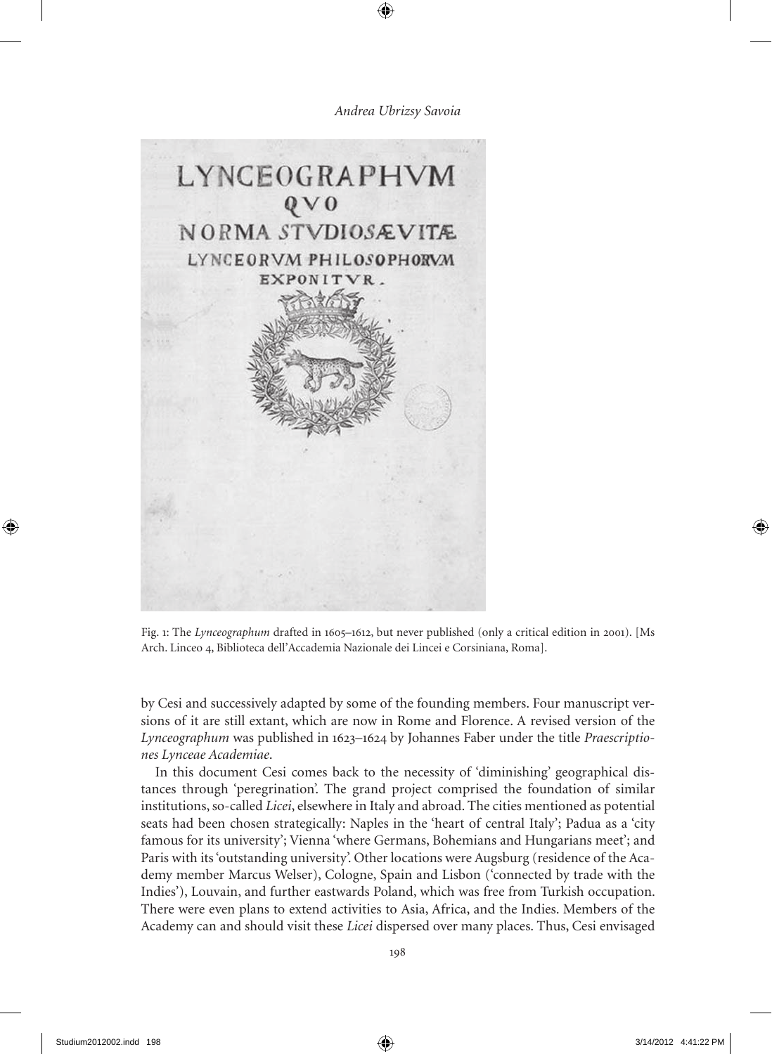Fig. 1: The *Lynceographum* drafted in 1605–1612, but never published (only a critical edition in 2001). [Ms Arch. Linceo 4, Biblioteca dell'Accademia Nazionale dei Lincei e Corsiniana, Roma].

by Cesi and successively adapted by some of the founding members. Four manuscript versions of it are still extant, which are now in Rome and Florence. A revised version of the *Lynceographum* was published in 1623–1624 by Johannes Faber under the title *Praescriptiones Lynceae Academiae*.

In this document Cesi comes back to the necessity of 'diminishing' geographical distances through 'peregrination'. The grand project comprised the foundation of similar institutions, so-called *Licei*, elsewhere in Italy and abroad. The cities mentioned as potential seats had been chosen strategically: Naples in the 'heart of central Italy'; Padua as a 'city famous for its university'; Vienna 'where Germans, Bohemians and Hungarians meet'; and Paris with its 'outstanding university'. Other locations were Augsburg (residence of the Academy member Marcus Welser), Cologne, Spain and Lisbon ('connected by trade with the Indies'), Louvain, and further eastwards Poland, which was free from Turkish occupation. There were even plans to extend activities to Asia, Africa, and the Indies. Members of the Academy can and should visit these *Licei* dispersed over many places. Thus, Cesi envisaged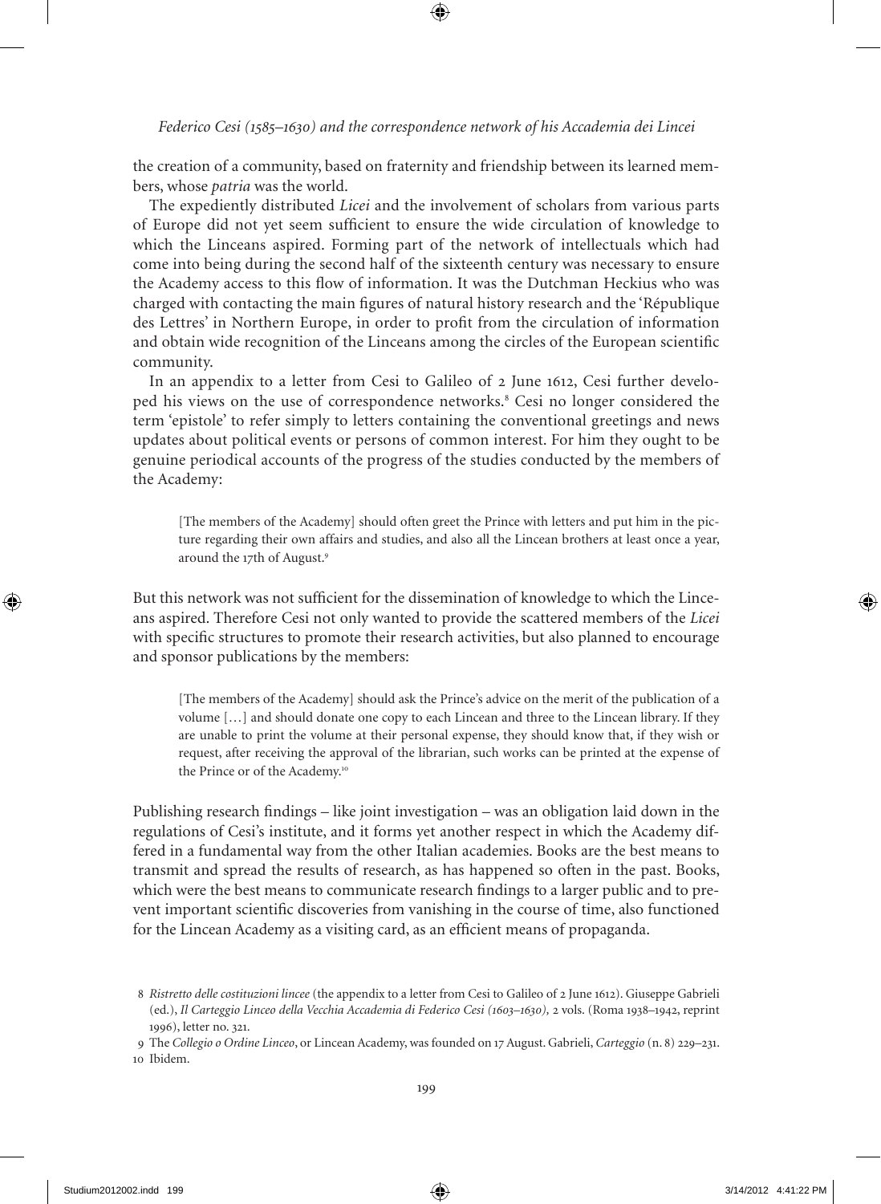the creation of a community, based on fraternity and friendship between its learned members, whose *patria* was the world.

The expediently distributed *Licei* and the involvement of scholars from various parts of Europe did not yet seem sufficient to ensure the wide circulation of knowledge to which the Linceans aspired. Forming part of the network of intellectuals which had come into being during the second half of the sixteenth century was necessary to ensure the Academy access to this flow of information. It was the Dutchman Heckius who was charged with contacting the main figures of natural history research and the 'République des Lettres' in Northern Europe, in order to profit from the circulation of information and obtain wide recognition of the Linceans among the circles of the European scientific community.

In an appendix to a letter from Cesi to Galileo of 2 June 1612, Cesi further developed his views on the use of correspondence networks.[8] Cesi no longer considered the term 'epistole' to refer simply to letters containing the conventional greetings and news updates about political events or persons of common interest. For him they ought to be genuine periodical accounts of the progress of the studies conducted by the members of the Academy:

> [The members of the Academy] should often greet the Prince with letters and put him in the picture regarding their own affairs and studies, and also all the Lincean brothers at least once a year, around the 17th of August.[9]

But this network was not sufficient for the dissemination of knowledge to which the Linceans aspired. Therefore Cesi not only wanted to provide the scattered members of the *Licei* with specific structures to promote their research activities, but also planned to encourage and sponsor publications by the members:

> [The members of the Academy] should ask the Prince's advice on the merit of the publication of a volume […] and should donate one copy to each Lincean and three to the Lincean library. If they are unable to print the volume at their personal expense, they should know that, if they wish or request, after receiving the approval of the librarian, such works can be printed at the expense of the Prince or of the Academy.[10]

Publishing research findings – like joint investigation – was an obligation laid down in the regulations of Cesi's institute, and it forms yet another respect in which the Academy differed in a fundamental way from the other Italian academies. Books are the best means to transmit and spread the results of research, as has happened so often in the past. Books, which were the best means to communicate research findings to a larger public and to prevent important scientific discoveries from vanishing in the course of time, also functioned for the Lincean Academy as a visiting card, as an efficient means of propaganda.

---

8 *Ristretto delle costituzioni lincee* (the appendix to a letter from Cesi to Galileo of 2 June 1612). Giuseppe Gabrieli (ed.), *Il Carteggio Linceo della Vecchia Accademia di Federico Cesi (1603–1630)*, 2 vols. (Roma 1938–1942, reprint 1996), letter no. 321.

9 The *Collegio o Ordine Linceo*, or Lincean Academy, was founded on 17 August. Gabrieli, *Carteggio* (n. 8) 229–231.

10 Ibidem.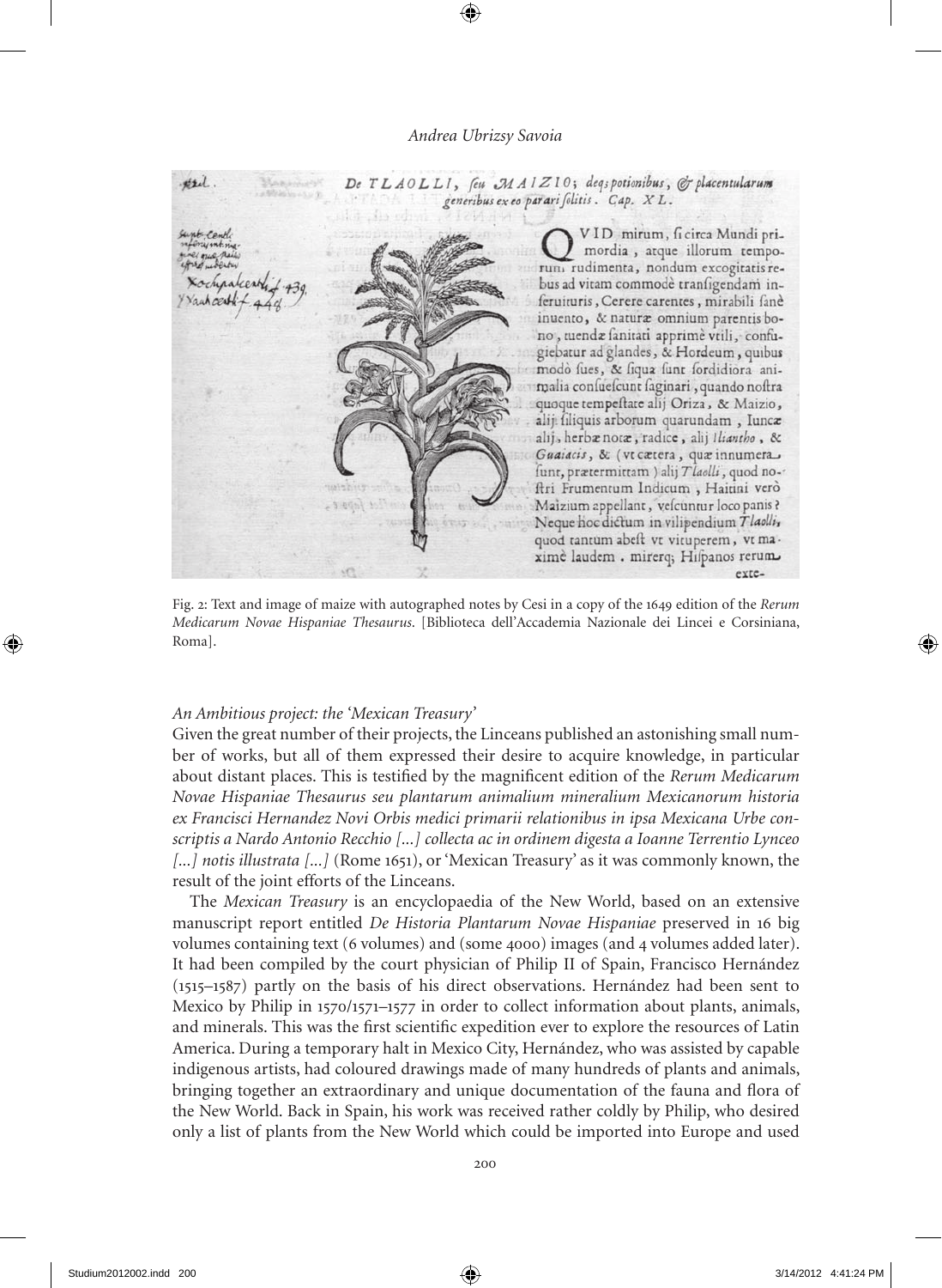Fig. 2: Text and image of maize with autographed notes by Cesi in a copy of the 1649 edition of the *Rerum Medicarum Novae Hispaniae Thesaurus*. [Biblioteca dell'Accademia Nazionale dei Lincei e Corsiniana, Roma].

### *An Ambitious project: the 'Mexican Treasury'*

Given the great number of their projects, the Linceans published an astonishing small number of works, but all of them expressed their desire to acquire knowledge, in particular about distant places. This is testified by the magnificent edition of the *Rerum Medicarum Novae Hispaniae Thesaurus seu plantarum animalium mineralium Mexicanorum historia ex Francisci Hernandez Novi Orbis medici primarii relationibus in ipsa Mexicana Urbe conscriptis a Nardo Antonio Recchio [...] collecta ac in ordinem digesta a Ioanne Terrentio Lynceo [...] notis illustrata [...]* (Rome 1651), or 'Mexican Treasury' as it was commonly known, the result of the joint efforts of the Linceans.

The *Mexican Treasury* is an encyclopaedia of the New World, based on an extensive manuscript report entitled *De Historia Plantarum Novae Hispaniae* preserved in 16 big volumes containing text (6 volumes) and (some 4000) images (and 4 volumes added later). It had been compiled by the court physician of Philip II of Spain, Francisco Hernández (1515–1587) partly on the basis of his direct observations. Hernández had been sent to Mexico by Philip in 1570/1571–1577 in order to collect information about plants, animals, and minerals. This was the first scientific expedition ever to explore the resources of Latin America. During a temporary halt in Mexico City, Hernández, who was assisted by capable indigenous artists, had coloured drawings made of many hundreds of plants and animals, bringing together an extraordinary and unique documentation of the fauna and flora of the New World. Back in Spain, his work was received rather coldly by Philip, who desired only a list of plants from the New World which could be imported into Europe and used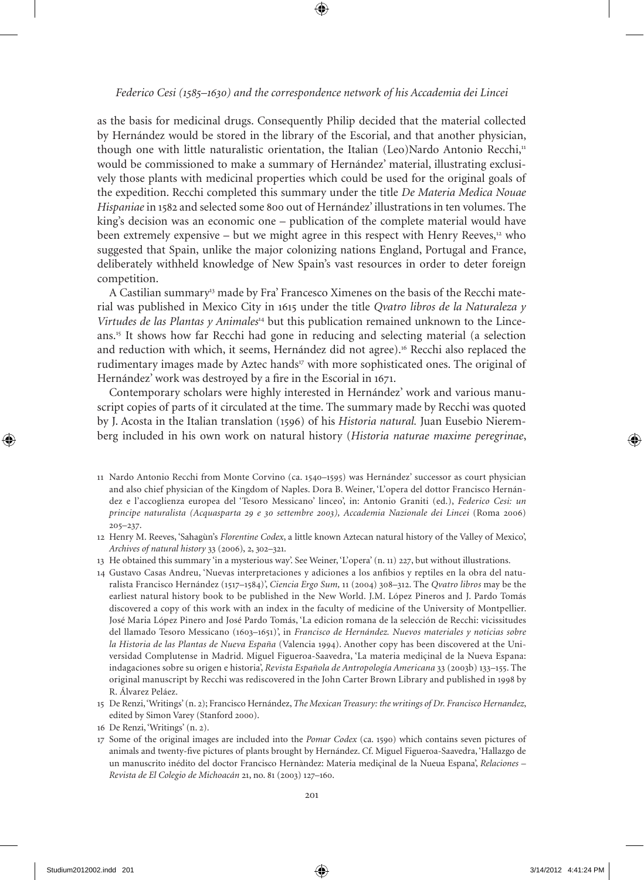as the basis for medicinal drugs. Consequently Philip decided that the material collected by Hernández would be stored in the library of the Escorial, and that another physician, though one with little naturalistic orientation, the Italian (Leo)Nardo Antonio Recchi,[11] would be commissioned to make a summary of Hernández' material, illustrating exclusively those plants with medicinal properties which could be used for the original goals of the expedition. Recchi completed this summary under the title *De Materia Medica Nouae Hispaniae* in 1582 and selected some 800 out of Hernández' illustrations in ten volumes. The king's decision was an economic one – publication of the complete material would have been extremely expensive – but we might agree in this respect with Henry Reeves,[12] who suggested that Spain, unlike the major colonizing nations England, Portugal and France, deliberately withheld knowledge of New Spain's vast resources in order to deter foreign competition.

A Castilian summary[13] made by Fra' Francesco Ximenes on the basis of the Recchi material was published in Mexico City in 1615 under the title *Qvatro libros de la Naturaleza y Virtudes de las Plantas y Animales*[14] but this publication remained unknown to the Linceans.[15] It shows how far Recchi had gone in reducing and selecting material (a selection and reduction with which, it seems, Hernández did not agree).[16] Recchi also replaced the rudimentary images made by Aztec hands[17] with more sophisticated ones. The original of Hernández' work was destroyed by a fire in the Escorial in 1671.

Contemporary scholars were highly interested in Hernández' work and various manuscript copies of parts of it circulated at the time. The summary made by Recchi was quoted by J. Acosta in the Italian translation (1596) of his *Historia natural.* Juan Eusebio Nieremberg included in his own work on natural history (*Historia naturae maxime peregrinae*,

11 Nardo Antonio Recchi from Monte Corvino (ca. 1540–1595) was Hernández' successor as court physician and also chief physician of the Kingdom of Naples. Dora B. Weiner, 'L'opera del dottor Francisco Hernández e l'accoglienza europea del 'Tesoro Messicano' linceo', in: Antonio Graniti (ed.), *Federico Cesi: un principe naturalista (Acquasparta 29 e 30 settembre 2003), Accademia Nazionale dei Lincei* (Roma 2006) 205–237.

12 Henry M. Reeves, 'Sahagùn's *Florentine Codex*, a little known Aztecan natural history of the Valley of Mexico', *Archives of natural history* 33 (2006), 2, 302–321.

13 He obtained this summary 'in a mysterious way'. See Weiner, 'L'opera' (n. 11) 227, but without illustrations.

14 Gustavo Casas Andreu, 'Nuevas interpretaciones y adiciones a los anfibios y reptiles en la obra del naturalista Francisco Hernández (1517–1584)', *Ciencia Ergo Sum,* 11 (2004) 308–312. The *Qvatro libros* may be the earliest natural history book to be published in the New World. J.M. López Pineros and J. Pardo Tomás discovered a copy of this work with an index in the faculty of medicine of the University of Montpellier. José Maria López Pinero and José Pardo Tomás, 'La edicion romana de la selección de Recchi: vicissitudes del llamado Tesoro Messicano (1603–1651)', in *Francisco de Hernández. Nuevos materiales y noticias sobre la Historia de las Plantas de Nueva España* (Valencia 1994). Another copy has been discovered at the Universidad Complutense in Madrid. Miguel Figueroa-Saavedra, 'La materia mediçinal de la Nueva Espana: indagaciones sobre su origen e historia', *Revista Española de Antropología Americana* 33 (2003b) 133–155. The original manuscript by Recchi was rediscovered in the John Carter Brown Library and published in 1998 by R. Álvarez Peláez.

15 De Renzi, 'Writings' (n. 2); Francisco Hernández, *The Mexican Treasury: the writings of Dr. Francisco Hernandez*, edited by Simon Varey (Stanford 2000).

16 De Renzi, 'Writings' (n. 2).

17 Some of the original images are included into the *Pomar Codex* (ca. 1590) which contains seven pictures of animals and twenty-five pictures of plants brought by Hernández. Cf. Miguel Figueroa-Saavedra, 'Hallazgo de un manuscrito inédito del doctor Francisco Hernàndez: Materia mediçinal de la Nueua Espana', *Relaciones – Revista de El Colegio de Michoacán* 21, no. 81 (2003) 127–160.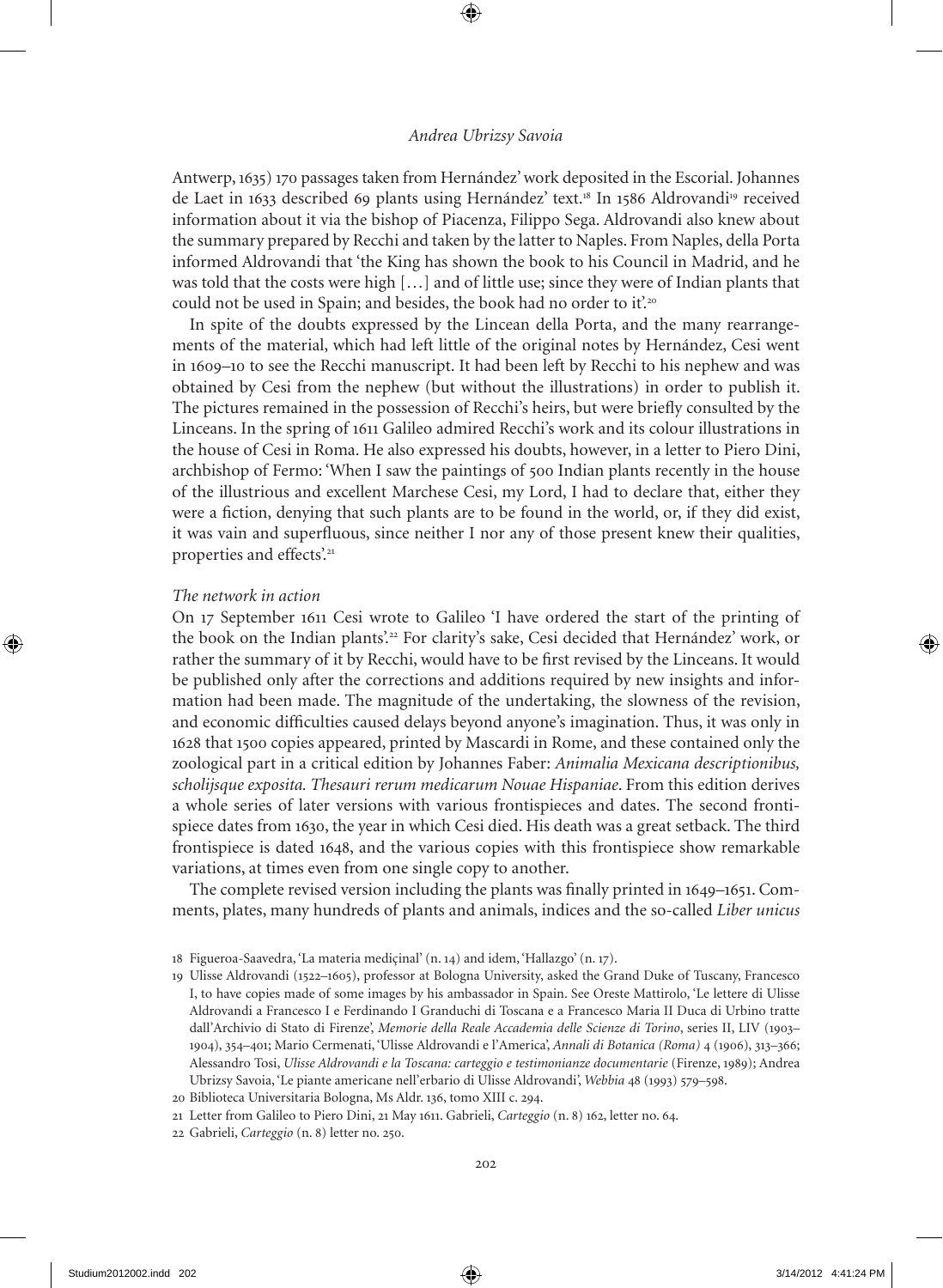Antwerp, 1635) 170 passages taken from Hernández' work deposited in the Escorial. Johannes de Laet in 1633 described 69 plants using Hernández' text.[18] In 1586 Aldrovandi[19] received information about it via the bishop of Piacenza, Filippo Sega. Aldrovandi also knew about the summary prepared by Recchi and taken by the latter to Naples. From Naples, della Porta informed Aldrovandi that 'the King has shown the book to his Council in Madrid, and he was told that the costs were high […] and of little use; since they were of Indian plants that could not be used in Spain; and besides, the book had no order to it'.[20]

In spite of the doubts expressed by the Lincean della Porta, and the many rearrangements of the material, which had left little of the original notes by Hernández, Cesi went in 1609–10 to see the Recchi manuscript. It had been left by Recchi to his nephew and was obtained by Cesi from the nephew (but without the illustrations) in order to publish it. The pictures remained in the possession of Recchi's heirs, but were briefly consulted by the Linceans. In the spring of 1611 Galileo admired Recchi's work and its colour illustrations in the house of Cesi in Roma. He also expressed his doubts, however, in a letter to Piero Dini, archbishop of Fermo: 'When I saw the paintings of 500 Indian plants recently in the house of the illustrious and excellent Marchese Cesi, my Lord, I had to declare that, either they were a fiction, denying that such plants are to be found in the world, or, if they did exist, it was vain and superfluous, since neither I nor any of those present knew their qualities, properties and effects'.[21]

### *The network in action*

On 17 September 1611 Cesi wrote to Galileo 'I have ordered the start of the printing of the book on the Indian plants'.[22] For clarity's sake, Cesi decided that Hernández' work, or rather the summary of it by Recchi, would have to be first revised by the Linceans. It would be published only after the corrections and additions required by new insights and information had been made. The magnitude of the undertaking, the slowness of the revision, and economic difficulties caused delays beyond anyone's imagination. Thus, it was only in 1628 that 1500 copies appeared, printed by Mascardi in Rome, and these contained only the zoological part in a critical edition by Johannes Faber: *Animalia Mexicana descriptionibus, scholijsque exposita. Thesauri rerum medicarum Nouae Hispaniae*. From this edition derives a whole series of later versions with various frontispieces and dates. The second frontispiece dates from 1630, the year in which Cesi died. His death was a great setback. The third frontispiece is dated 1648, and the various copies with this frontispiece show remarkable variations, at times even from one single copy to another.

The complete revised version including the plants was finally printed in 1649–1651. Comments, plates, many hundreds of plants and animals, indices and the so-called *Liber unicus*

18 Figueroa-Saavedra, 'La materia mediçinal' (n. 14) and idem, 'Hallazgo' (n. 17).

19 Ulisse Aldrovandi (1522–1605), professor at Bologna University, asked the Grand Duke of Tuscany, Francesco I, to have copies made of some images by his ambassador in Spain. See Oreste Mattirolo, 'Le lettere di Ulisse Aldrovandi a Francesco I e Ferdinando I Granduchi di Toscana e a Francesco Maria II Duca di Urbino tratte dall'Archivio di Stato di Firenze', *Memorie della Reale Accademia delle Scienze di Torino*, series II, LIV (1903–1904), 354–401; Mario Cermenati, 'Ulisse Aldrovandi e l'America', *Annali di Botanica (Roma)* 4 (1906), 313–366; Alessandro Tosi, *Ulisse Aldrovandi e la Toscana: carteggio e testimonianze documentarie* (Firenze, 1989); Andrea Ubrizsy Savoia, 'Le piante americane nell'erbario di Ulisse Aldrovandi', *Webbia* 48 (1993) 579–598.

20 Biblioteca Universitaria Bologna, Ms Aldr. 136, tomo XIII c. 294.

21 Letter from Galileo to Piero Dini, 21 May 1611. Gabrieli, *Carteggio* (n. 8) 162, letter no. 64.

22 Gabrieli, *Carteggio* (n. 8) letter no. 250.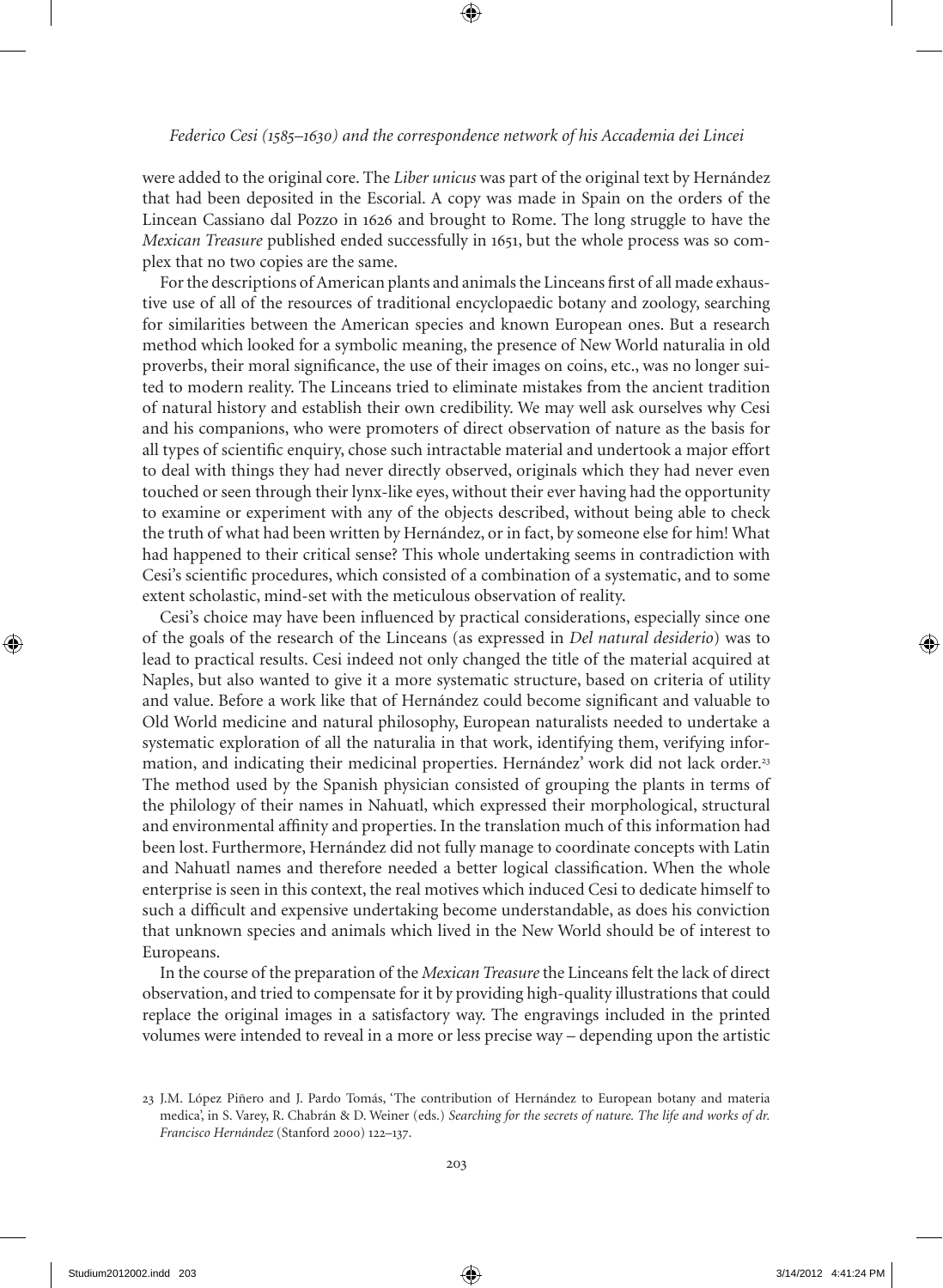were added to the original core. The *Liber unicus* was part of the original text by Hernández that had been deposited in the Escorial. A copy was made in Spain on the orders of the Lincean Cassiano dal Pozzo in 1626 and brought to Rome. The long struggle to have the *Mexican Treasure* published ended successfully in 1651, but the whole process was so complex that no two copies are the same.

For the descriptions of American plants and animals the Linceans first of all made exhaustive use of all of the resources of traditional encyclopaedic botany and zoology, searching for similarities between the American species and known European ones. But a research method which looked for a symbolic meaning, the presence of New World naturalia in old proverbs, their moral significance, the use of their images on coins, etc., was no longer suited to modern reality. The Linceans tried to eliminate mistakes from the ancient tradition of natural history and establish their own credibility. We may well ask ourselves why Cesi and his companions, who were promoters of direct observation of nature as the basis for all types of scientific enquiry, chose such intractable material and undertook a major effort to deal with things they had never directly observed, originals which they had never even touched or seen through their lynx-like eyes, without their ever having had the opportunity to examine or experiment with any of the objects described, without being able to check the truth of what had been written by Hernández, or in fact, by someone else for him! What had happened to their critical sense? This whole undertaking seems in contradiction with Cesi's scientific procedures, which consisted of a combination of a systematic, and to some extent scholastic, mind-set with the meticulous observation of reality.

Cesi's choice may have been influenced by practical considerations, especially since one of the goals of the research of the Linceans (as expressed in *Del natural desiderio*) was to lead to practical results. Cesi indeed not only changed the title of the material acquired at Naples, but also wanted to give it a more systematic structure, based on criteria of utility and value. Before a work like that of Hernández could become significant and valuable to Old World medicine and natural philosophy, European naturalists needed to undertake a systematic exploration of all the naturalia in that work, identifying them, verifying information, and indicating their medicinal properties. Hernández' work did not lack order.[23] The method used by the Spanish physician consisted of grouping the plants in terms of the philology of their names in Nahuatl, which expressed their morphological, structural and environmental affinity and properties. In the translation much of this information had been lost. Furthermore, Hernández did not fully manage to coordinate concepts with Latin and Nahuatl names and therefore needed a better logical classification. When the whole enterprise is seen in this context, the real motives which induced Cesi to dedicate himself to such a difficult and expensive undertaking become understandable, as does his conviction that unknown species and animals which lived in the New World should be of interest to Europeans.

In the course of the preparation of the *Mexican Treasure* the Linceans felt the lack of direct observation, and tried to compensate for it by providing high-quality illustrations that could replace the original images in a satisfactory way. The engravings included in the printed volumes were intended to reveal in a more or less precise way – depending upon the artistic

23 J.M. López Piñero and J. Pardo Tomás, 'The contribution of Hernández to European botany and materia medica', in S. Varey, R. Chabrán & D. Weiner (eds.) *Searching for the secrets of nature. The life and works of dr. Francisco Hernández* (Stanford 2000) 122–137.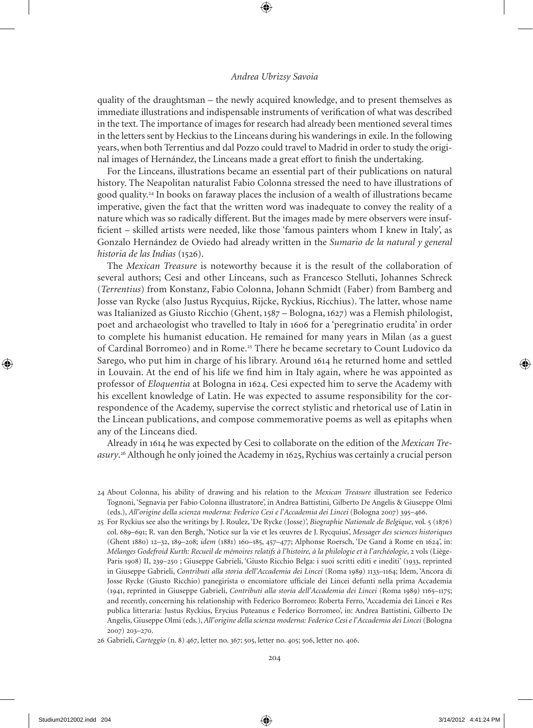quality of the draughtsman – the newly acquired knowledge, and to present themselves as immediate illustrations and indispensable instruments of verification of what was described in the text. The importance of images for research had already been mentioned several times in the letters sent by Heckius to the Linceans during his wanderings in exile. In the following years, when both Terrentius and dal Pozzo could travel to Madrid in order to study the original images of Hernández, the Linceans made a great effort to finish the undertaking.

For the Linceans, illustrations became an essential part of their publications on natural history. The Neapolitan naturalist Fabio Colonna stressed the need to have illustrations of good quality.[24] In books on faraway places the inclusion of a wealth of illustrations became imperative, given the fact that the written word was inadequate to convey the reality of a nature which was so radically different. But the images made by mere observers were insufficient – skilled artists were needed, like those 'famous painters whom I knew in Italy', as Gonzalo Hernández de Oviedo had already written in the *Sumario de la natural y general historia de las Indias* (1526).

The *Mexican Treasure* is noteworthy because it is the result of the collaboration of several authors; Cesi and other Linceans, such as Francesco Stelluti, Johannes Schreck (*Terrentius*) from Konstanz, Fabio Colonna, Johann Schmidt (Faber) from Bamberg and Josse van Rycke (also Justus Rycquius, Rijcke, Ryckius, Ricchius). The latter, whose name was Italianized as Giusto Ricchio (Ghent, 1587 – Bologna, 1627) was a Flemish philologist, poet and archaeologist who travelled to Italy in 1606 for a 'peregrinatio erudita' in order to complete his humanist education. He remained for many years in Milan (as a guest of Cardinal Borromeo) and in Rome.[25] There he became secretary to Count Ludovico da Sarego, who put him in charge of his library. Around 1614 he returned home and settled in Louvain. At the end of his life we find him in Italy again, where he was appointed as professor of *Eloquentia* at Bologna in 1624. Cesi expected him to serve the Academy with his excellent knowledge of Latin. He was expected to assume responsibility for the correspondence of the Academy, supervise the correct stylistic and rhetorical use of Latin in the Lincean publications, and compose commemorative poems as well as epitaphs when any of the Linceans died.

Already in 1614 he was expected by Cesi to collaborate on the edition of the *Mexican Treasury*.[26] Although he only joined the Academy in 1625, Rychius was certainly a crucial person

24 About Colonna, his ability of drawing and his relation to the *Mexican Treasure* illustration see Federico Tognoni, 'Segnavia per Fabio Colonna illustratore', in Andrea Battistini, Gilberto De Angelis & Giuseppe Olmi (eds.), *All'origine della scienza moderna: Federico Cesi e l'Accademia dei Lincei* (Bologna 2007) 395–466.

25 For Ryckius see also the writings by J. Roulez, 'De Rycke (Josse)', *Biographie Nationale de Belgique*, vol. 5 (1876) col. 689–691; R. van den Bergh, 'Notice sur la vie et les œuvres de J. Rycquius', *Messager des sciences historiques* (Ghent 1880) 12–32, 189–208; *idem* (1881) 160–185, 457–477; Alphonse Roersch, 'De Gand à Rome en 1624', in: *Mélanges Godefroid Kurth: Recueil de mémoires relatifs à l'histoire, à la philologie et à l'archéologie*, 2 vols (Liège-Paris 1908) II, 239–250 ; Giuseppe Gabrieli, 'Giusto Ricchio Belga: i suoi scritti editi e inediti' (1933, reprinted in Giuseppe Gabrieli, *Contributi alla storia dell'Accademia dei Lincei* (Roma 1989) 1133–1164; Idem, 'Ancora di Josse Rycke (Giusto Ricchio) panegirista o encomiatore ufficiale dei Lincei defunti nella prima Accademia (1941, reprinted in Giuseppe Gabrieli, *Contributi alla storia dell'Accademia dei Lincei* (Roma 1989) 1165–1175; and recently, concerning his relationship with Federico Borromeo: Roberta Ferro, 'Accademia dei Lincei e Res publica litteraria: Justus Ryckius, Erycius Puteanus e Federico Borromeo', in: Andrea Battistini, Gilberto De Angelis, Giuseppe Olmi (eds.), *All'origine della scienza moderna: Federico Cesi e l'Accademia dei Lincei* (Bologna 2007) 203–270.

26 Gabrieli, *Carteggio* (n. 8) 467, letter no. 367; 505, letter no. 405; 506, letter no. 406.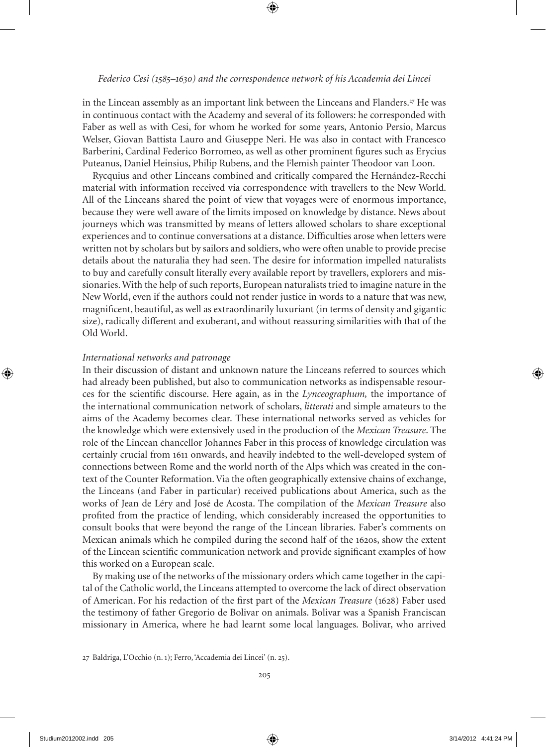in the Lincean assembly as an important link between the Linceans and Flanders.[27] He was in continuous contact with the Academy and several of its followers: he corresponded with Faber as well as with Cesi, for whom he worked for some years, Antonio Persio, Marcus Welser, Giovan Battista Lauro and Giuseppe Neri. He was also in contact with Francesco Barberini, Cardinal Federico Borromeo, as well as other prominent figures such as Erycius Puteanus, Daniel Heinsius, Philip Rubens, and the Flemish painter Theodoor van Loon.

Rycquius and other Linceans combined and critically compared the Hernández-Recchi material with information received via correspondence with travellers to the New World. All of the Linceans shared the point of view that voyages were of enormous importance, because they were well aware of the limits imposed on knowledge by distance. News about journeys which was transmitted by means of letters allowed scholars to share exceptional experiences and to continue conversations at a distance. Difficulties arose when letters were written not by scholars but by sailors and soldiers, who were often unable to provide precise details about the naturalia they had seen. The desire for information impelled naturalists to buy and carefully consult literally every available report by travellers, explorers and missionaries. With the help of such reports, European naturalists tried to imagine nature in the New World, even if the authors could not render justice in words to a nature that was new, magnificent, beautiful, as well as extraordinarily luxuriant (in terms of density and gigantic size), radically different and exuberant, and without reassuring similarities with that of the Old World.

*International networks and patronage*

In their discussion of distant and unknown nature the Linceans referred to sources which had already been published, but also to communication networks as indispensable resources for the scientific discourse. Here again, as in the *Lynceographum,* the importance of the international communication network of scholars, *litterati* and simple amateurs to the aims of the Academy becomes clear. These international networks served as vehicles for the knowledge which were extensively used in the production of the *Mexican Treasure*. The role of the Lincean chancellor Johannes Faber in this process of knowledge circulation was certainly crucial from 1611 onwards, and heavily indebted to the well-developed system of connections between Rome and the world north of the Alps which was created in the context of the Counter Reformation. Via the often geographically extensive chains of exchange, the Linceans (and Faber in particular) received publications about America, such as the works of Jean de Léry and José de Acosta. The compilation of the *Mexican Treasure* also profited from the practice of lending, which considerably increased the opportunities to consult books that were beyond the range of the Lincean libraries. Faber's comments on Mexican animals which he compiled during the second half of the 1620s, show the extent of the Lincean scientific communication network and provide significant examples of how this worked on a European scale.

By making use of the networks of the missionary orders which came together in the capital of the Catholic world, the Linceans attempted to overcome the lack of direct observation of American. For his redaction of the first part of the *Mexican Treasure* (1628) Faber used the testimony of father Gregorio de Bolivar on animals. Bolivar was a Spanish Franciscan missionary in America, where he had learnt some local languages. Bolivar, who arrived

27 Baldriga, L'Occhio (n. 1); Ferro, 'Accademia dei Lincei' (n. 25).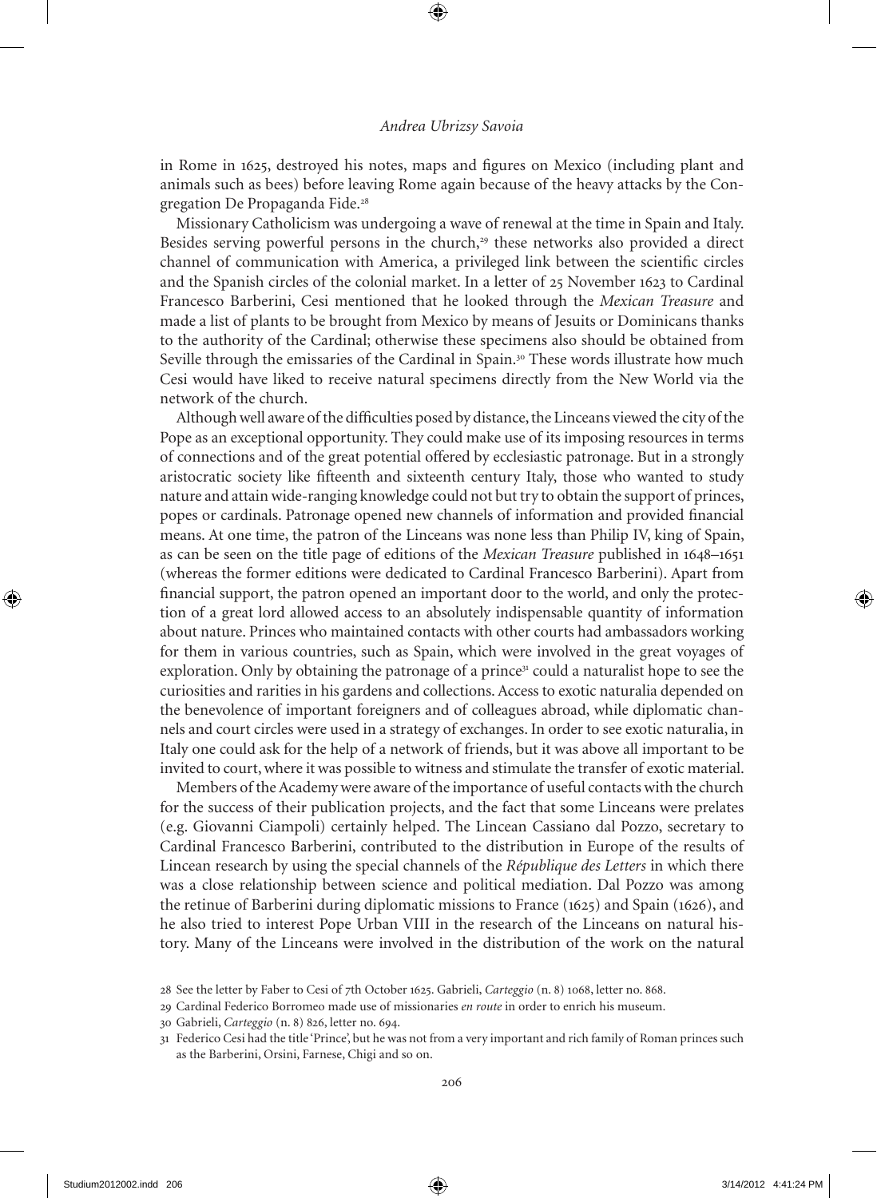in Rome in 1625, destroyed his notes, maps and figures on Mexico (including plant and animals such as bees) before leaving Rome again because of the heavy attacks by the Congregation De Propaganda Fide.[28]

Missionary Catholicism was undergoing a wave of renewal at the time in Spain and Italy. Besides serving powerful persons in the church,[29] these networks also provided a direct channel of communication with America, a privileged link between the scientific circles and the Spanish circles of the colonial market. In a letter of 25 November 1623 to Cardinal Francesco Barberini, Cesi mentioned that he looked through the *Mexican Treasure* and made a list of plants to be brought from Mexico by means of Jesuits or Dominicans thanks to the authority of the Cardinal; otherwise these specimens also should be obtained from Seville through the emissaries of the Cardinal in Spain.[30] These words illustrate how much Cesi would have liked to receive natural specimens directly from the New World via the network of the church.

Although well aware of the difficulties posed by distance, the Linceans viewed the city of the Pope as an exceptional opportunity. They could make use of its imposing resources in terms of connections and of the great potential offered by ecclesiastic patronage. But in a strongly aristocratic society like fifteenth and sixteenth century Italy, those who wanted to study nature and attain wide-ranging knowledge could not but try to obtain the support of princes, popes or cardinals. Patronage opened new channels of information and provided financial means. At one time, the patron of the Linceans was none less than Philip IV, king of Spain, as can be seen on the title page of editions of the *Mexican Treasure* published in 1648–1651 (whereas the former editions were dedicated to Cardinal Francesco Barberini). Apart from financial support, the patron opened an important door to the world, and only the protection of a great lord allowed access to an absolutely indispensable quantity of information about nature. Princes who maintained contacts with other courts had ambassadors working for them in various countries, such as Spain, which were involved in the great voyages of exploration. Only by obtaining the patronage of a prince[31] could a naturalist hope to see the curiosities and rarities in his gardens and collections. Access to exotic naturalia depended on the benevolence of important foreigners and of colleagues abroad, while diplomatic channels and court circles were used in a strategy of exchanges. In order to see exotic naturalia, in Italy one could ask for the help of a network of friends, but it was above all important to be invited to court, where it was possible to witness and stimulate the transfer of exotic material.

Members of the Academy were aware of the importance of useful contacts with the church for the success of their publication projects, and the fact that some Linceans were prelates (e.g. Giovanni Ciampoli) certainly helped. The Lincean Cassiano dal Pozzo, secretary to Cardinal Francesco Barberini, contributed to the distribution in Europe of the results of Lincean research by using the special channels of the *République des Letters* in which there was a close relationship between science and political mediation. Dal Pozzo was among the retinue of Barberini during diplomatic missions to France (1625) and Spain (1626), and he also tried to interest Pope Urban VIII in the research of the Linceans on natural history. Many of the Linceans were involved in the distribution of the work on the natural

28 See the letter by Faber to Cesi of 7th October 1625. Gabrieli, *Carteggio* (n. 8) 1068, letter no. 868.

29 Cardinal Federico Borromeo made use of missionaries *en route* in order to enrich his museum.

30 Gabrieli, *Carteggio* (n. 8) 826, letter no. 694.

31 Federico Cesi had the title 'Prince', but he was not from a very important and rich family of Roman princes such as the Barberini, Orsini, Farnese, Chigi and so on.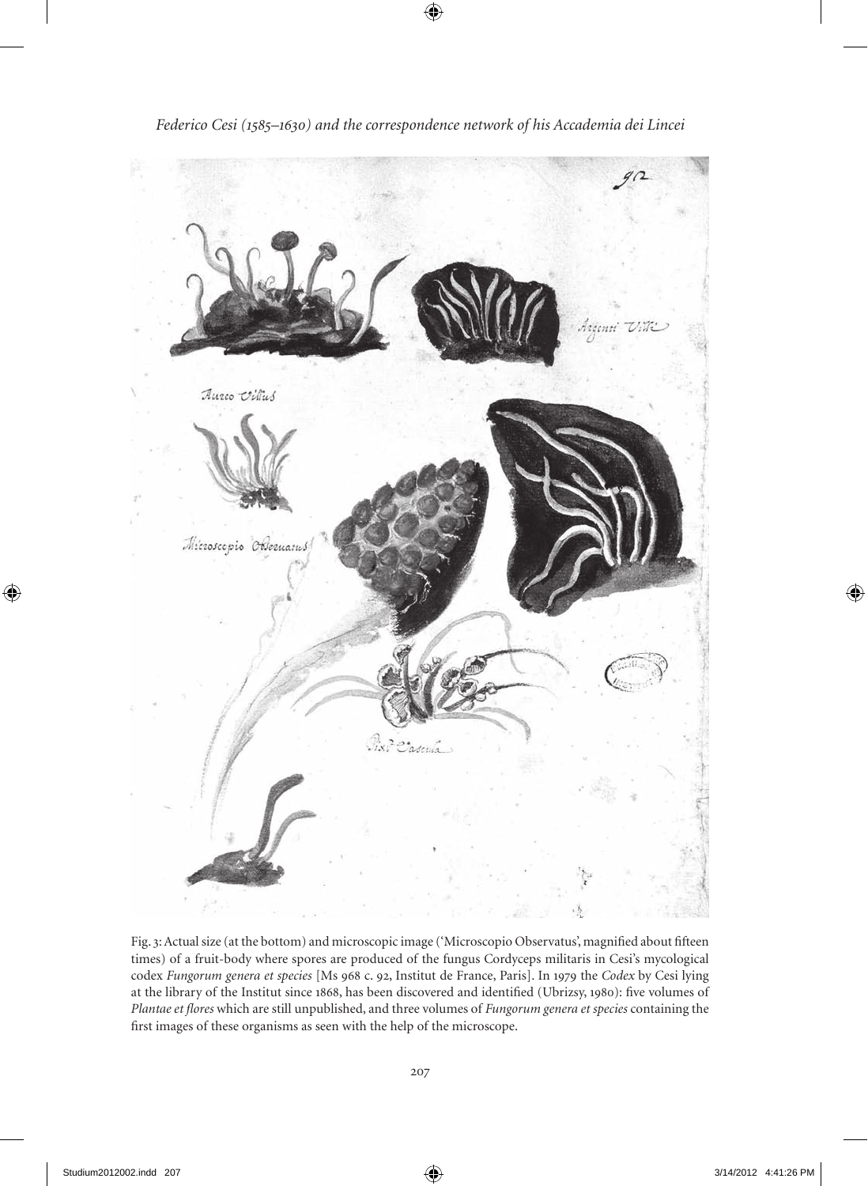Fig. 3: Actual size (at the bottom) and microscopic image ('Microscopio Observatus', magnified about fifteen times) of a fruit-body where spores are produced of the fungus Cordyceps militaris in Cesi's mycological codex *Fungorum genera et species* [Ms 968 c. 92, Institut de France, Paris]. In 1979 the *Codex* by Cesi lying at the library of the Institut since 1868, has been discovered and identified (Ubrizsy, 1980): five volumes of *Plantae et flores* which are still unpublished, and three volumes of *Fungorum genera et species* containing the first images of these organisms as seen with the help of the microscope.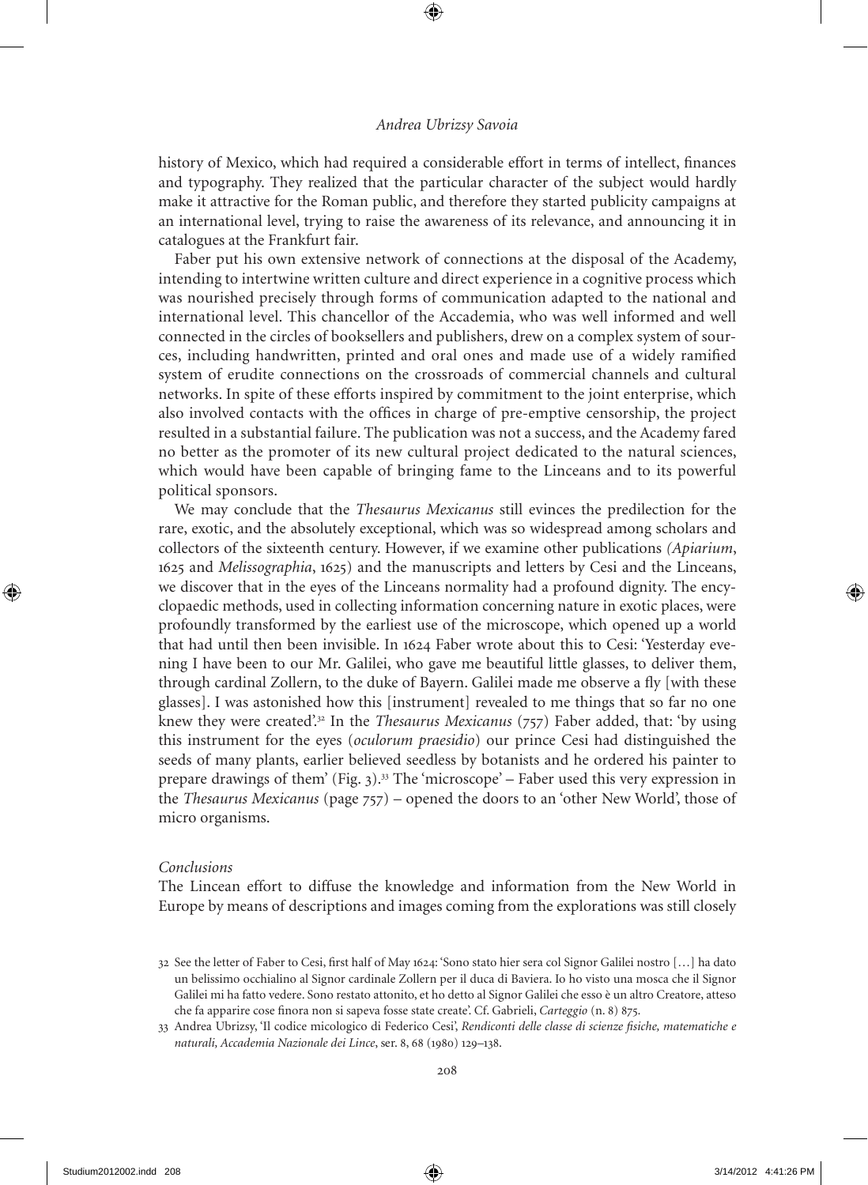history of Mexico, which had required a considerable effort in terms of intellect, finances and typography. They realized that the particular character of the subject would hardly make it attractive for the Roman public, and therefore they started publicity campaigns at an international level, trying to raise the awareness of its relevance, and announcing it in catalogues at the Frankfurt fair.

Faber put his own extensive network of connections at the disposal of the Academy, intending to intertwine written culture and direct experience in a cognitive process which was nourished precisely through forms of communication adapted to the national and international level. This chancellor of the Accademia, who was well informed and well connected in the circles of booksellers and publishers, drew on a complex system of sources, including handwritten, printed and oral ones and made use of a widely ramified system of erudite connections on the crossroads of commercial channels and cultural networks. In spite of these efforts inspired by commitment to the joint enterprise, which also involved contacts with the offices in charge of pre-emptive censorship, the project resulted in a substantial failure. The publication was not a success, and the Academy fared no better as the promoter of its new cultural project dedicated to the natural sciences, which would have been capable of bringing fame to the Linceans and to its powerful political sponsors.

We may conclude that the *Thesaurus Mexicanus* still evinces the predilection for the rare, exotic, and the absolutely exceptional, which was so widespread among scholars and collectors of the sixteenth century. However, if we examine other publications *(Apiarium*, 1625 and *Melissographia*, 1625) and the manuscripts and letters by Cesi and the Linceans, we discover that in the eyes of the Linceans normality had a profound dignity. The encyclopaedic methods, used in collecting information concerning nature in exotic places, were profoundly transformed by the earliest use of the microscope, which opened up a world that had until then been invisible. In 1624 Faber wrote about this to Cesi: 'Yesterday evening I have been to our Mr. Galilei, who gave me beautiful little glasses, to deliver them, through cardinal Zollern, to the duke of Bayern. Galilei made me observe a fly [with these glasses]. I was astonished how this [instrument] revealed to me things that so far no one knew they were created'.[32] In the *Thesaurus Mexicanus* (757) Faber added, that: 'by using this instrument for the eyes (*oculorum praesidio*) our prince Cesi had distinguished the seeds of many plants, earlier believed seedless by botanists and he ordered his painter to prepare drawings of them' (Fig. 3).[33] The 'microscope' – Faber used this very expression in the *Thesaurus Mexicanus* (page 757) – opened the doors to an 'other New World', those of micro organisms.

### *Conclusions*

The Lincean effort to diffuse the knowledge and information from the New World in Europe by means of descriptions and images coming from the explorations was still closely

---

32 See the letter of Faber to Cesi, first half of May 1624: 'Sono stato hier sera col Signor Galilei nostro […] ha dato un belissimo occhialino al Signor cardinale Zollern per il duca di Baviera. Io ho visto una mosca che il Signor Galilei mi ha fatto vedere. Sono restato attonito, et ho detto al Signor Galilei che esso è un altro Creatore, atteso che fa apparire cose finora non si sapeva fosse state create'. Cf. Gabrieli, *Carteggio* (n. 8) 875.

33 Andrea Ubrizsy, 'Il codice micologico di Federico Cesi', *Rendiconti delle classe di scienze fisiche, matematiche e naturali, Accademia Nazionale dei Lince*, ser. 8, 68 (1980) 129–138.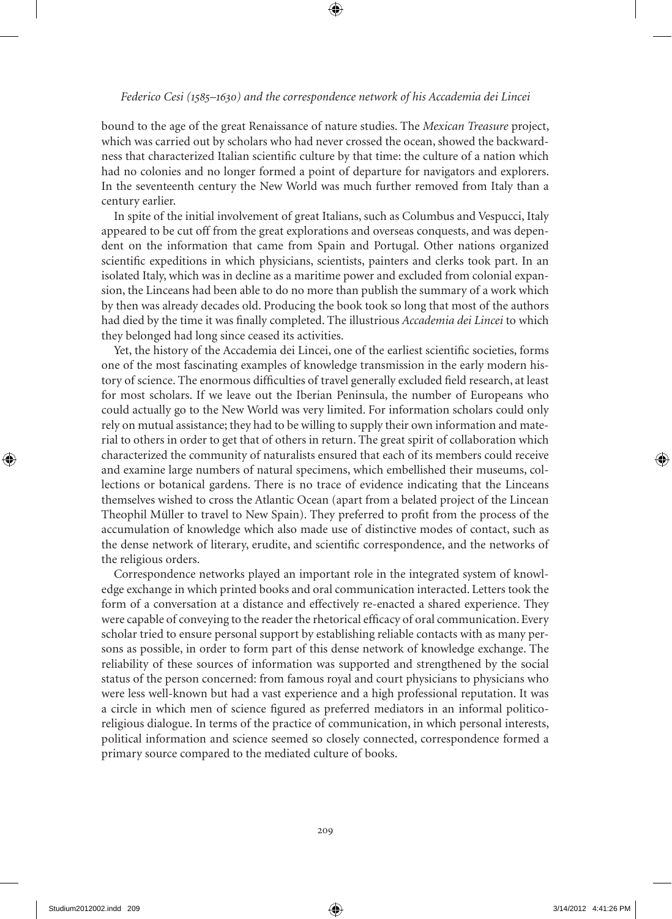bound to the age of the great Renaissance of nature studies. The *Mexican Treasure* project, which was carried out by scholars who had never crossed the ocean, showed the backwardness that characterized Italian scientific culture by that time: the culture of a nation which had no colonies and no longer formed a point of departure for navigators and explorers. In the seventeenth century the New World was much further removed from Italy than a century earlier.

In spite of the initial involvement of great Italians, such as Columbus and Vespucci, Italy appeared to be cut off from the great explorations and overseas conquests, and was dependent on the information that came from Spain and Portugal. Other nations organized scientific expeditions in which physicians, scientists, painters and clerks took part. In an isolated Italy, which was in decline as a maritime power and excluded from colonial expansion, the Linceans had been able to do no more than publish the summary of a work which by then was already decades old. Producing the book took so long that most of the authors had died by the time it was finally completed. The illustrious *Accademia dei Lincei* to which they belonged had long since ceased its activities.

Yet, the history of the Accademia dei Lincei, one of the earliest scientific societies, forms one of the most fascinating examples of knowledge transmission in the early modern history of science. The enormous difficulties of travel generally excluded field research, at least for most scholars. If we leave out the Iberian Peninsula, the number of Europeans who could actually go to the New World was very limited. For information scholars could only rely on mutual assistance; they had to be willing to supply their own information and material to others in order to get that of others in return. The great spirit of collaboration which characterized the community of naturalists ensured that each of its members could receive and examine large numbers of natural specimens, which embellished their museums, collections or botanical gardens. There is no trace of evidence indicating that the Linceans themselves wished to cross the Atlantic Ocean (apart from a belated project of the Lincean Theophil Müller to travel to New Spain). They preferred to profit from the process of the accumulation of knowledge which also made use of distinctive modes of contact, such as the dense network of literary, erudite, and scientific correspondence, and the networks of the religious orders.

Correspondence networks played an important role in the integrated system of knowledge exchange in which printed books and oral communication interacted. Letters took the form of a conversation at a distance and effectively re-enacted a shared experience. They were capable of conveying to the reader the rhetorical efficacy of oral communication. Every scholar tried to ensure personal support by establishing reliable contacts with as many persons as possible, in order to form part of this dense network of knowledge exchange. The reliability of these sources of information was supported and strengthened by the social status of the person concerned: from famous royal and court physicians to physicians who were less well-known but had a vast experience and a high professional reputation. It was a circle in which men of science figured as preferred mediators in an informal politico-religious dialogue. In terms of the practice of communication, in which personal interests, political information and science seemed so closely connected, correspondence formed a primary source compared to the mediated culture of books.